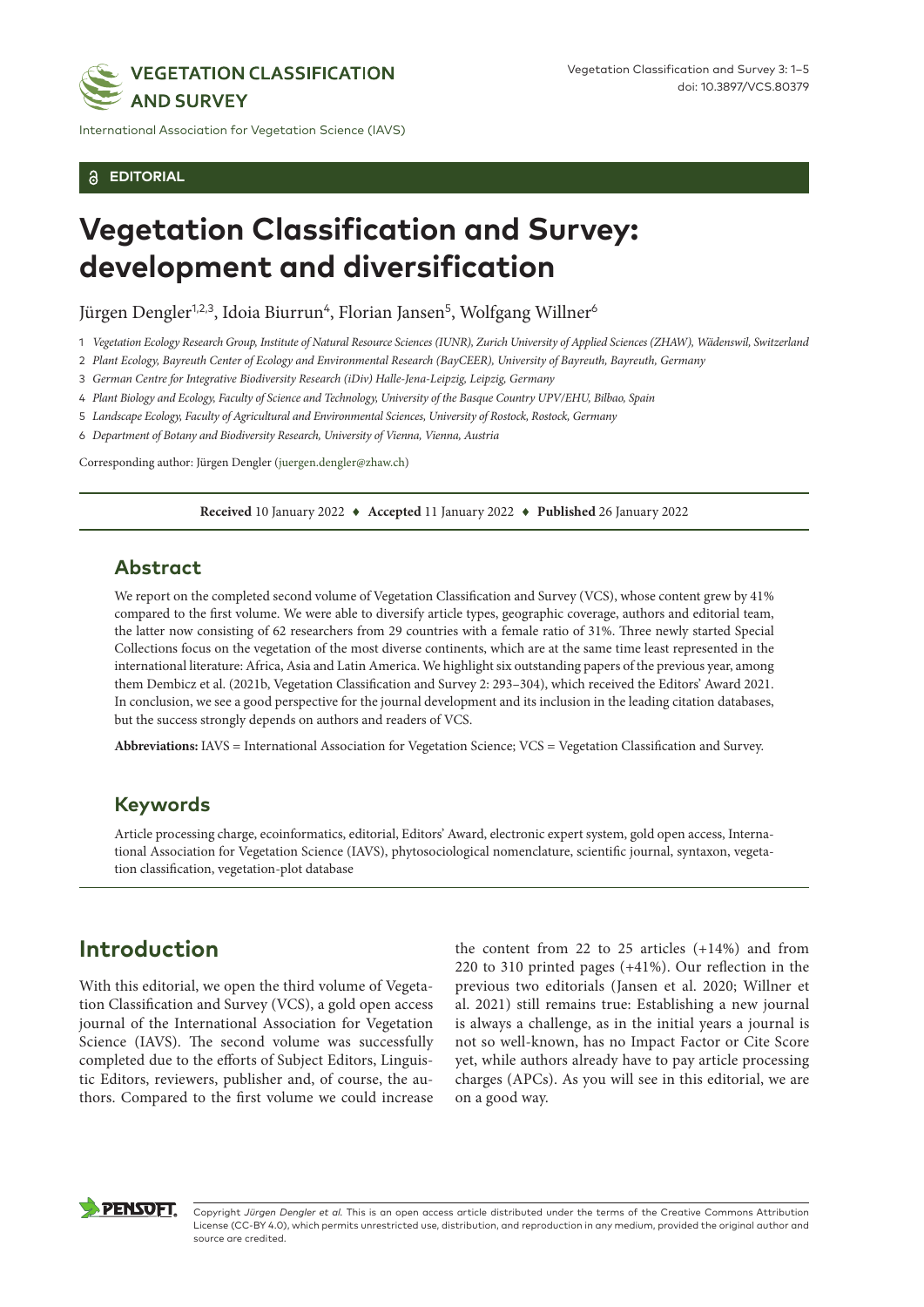EDITORIAL

# Vegetation Classification and Survey: development and diversification

Jürgen Dengler[1,2,3], Idoia Biurrun[4], Florian Jansen[5], Wolfgang Willner[6]

1 *Vegetation Ecology Research Group, Institute of Natural Resource Sciences (IUNR), Zurich University of Applied Sciences (ZHAW), Wädenswil, Switzerland*

2 *Plant Ecology, Bayreuth Center of Ecology and Environmental Research (BayCEER), University of Bayreuth, Bayreuth, Germany*

3 *German Centre for Integrative Biodiversity Research (iDiv) Halle-Jena-Leipzig, Leipzig, Germany*

4 *Plant Biology and Ecology, Faculty of Science and Technology, University of the Basque Country UPV/EHU, Bilbao, Spain*

5 *Landscape Ecology, Faculty of Agricultural and Environmental Sciences, University of Rostock, Rostock, Germany*

6 *Department of Botany and Biodiversity Research, University of Vienna, Vienna, Austria*

Corresponding author: Jürgen Dengler (juergen.dengler@zhaw.ch)

**Received** 10 January 2022 ♦ **Accepted** 11 January 2022 ♦ **Published** 26 January 2022

## Abstract

We report on the completed second volume of Vegetation Classification and Survey (VCS), whose content grew by 41% compared to the first volume. We were able to diversify article types, geographic coverage, authors and editorial team, the latter now consisting of 62 researchers from 29 countries with a female ratio of 31%. Three newly started Special Collections focus on the vegetation of the most diverse continents, which are at the same time least represented in the international literature: Africa, Asia and Latin America. We highlight six outstanding papers of the previous year, among them Dembicz et al. (2021b, Vegetation Classification and Survey 2: 293–304), which received the Editors' Award 2021. In conclusion, we see a good perspective for the journal development and its inclusion in the leading citation databases, but the success strongly depends on authors and readers of VCS.

**Abbreviations:** IAVS = International Association for Vegetation Science; VCS = Vegetation Classification and Survey.

## Keywords

Article processing charge, ecoinformatics, editorial, Editors' Award, electronic expert system, gold open access, International Association for Vegetation Science (IAVS), phytosociological nomenclature, scientific journal, syntaxon, vegetation classification, vegetation-plot database

## Introduction

With this editorial, we open the third volume of Vegetation Classification and Survey (VCS), a gold open access journal of the International Association for Vegetation Science (IAVS). The second volume was successfully completed due to the efforts of Subject Editors, Linguistic Editors, reviewers, publisher and, of course, the authors. Compared to the first volume we could increase the content from 22 to 25 articles (+14%) and from 220 to 310 printed pages (+41%). Our reflection in the previous two editorials (Jansen et al. 2020; Willner et al. 2021) still remains true: Establishing a new journal is always a challenge, as in the initial years a journal is not so well-known, has no Impact Factor or Cite Score yet, while authors already have to pay article processing charges (APCs). As you will see in this editorial, we are on a good way.

Copyright *Jürgen Dengler et al.* This is an open access article distributed under the terms of the Creative Commons Attribution License (CC-BY 4.0), which permits unrestricted use, distribution, and reproduction in any medium, provided the original author and source are credited.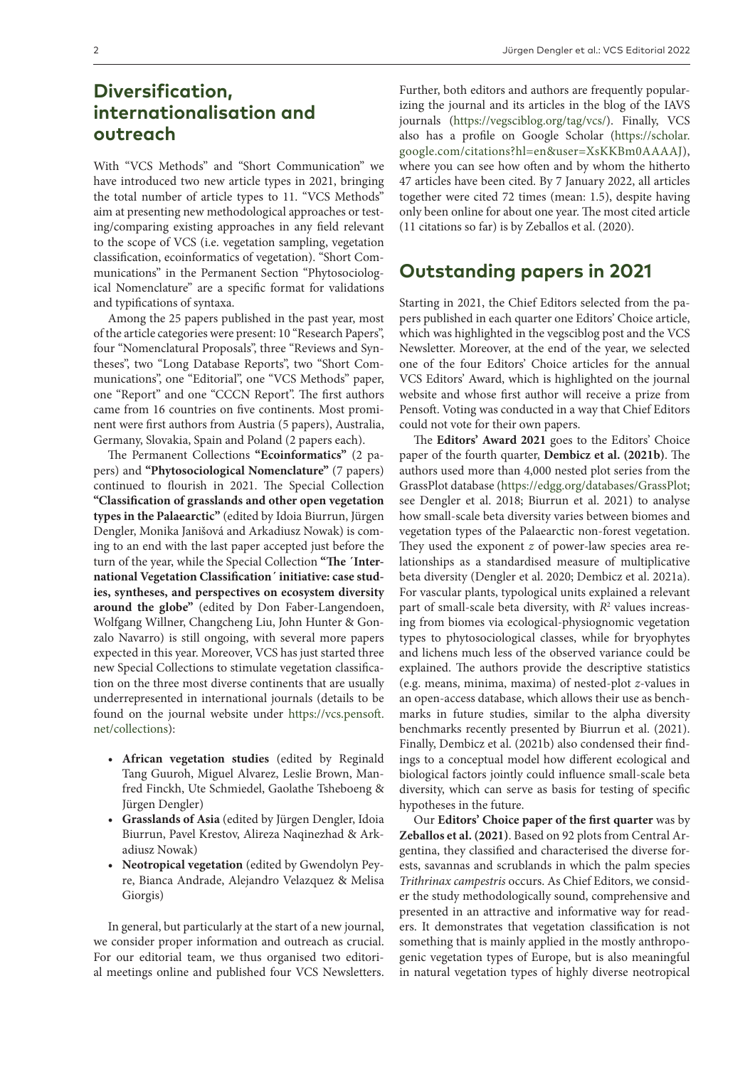## Diversification, internationalisation and outreach

With "VCS Methods" and "Short Communication" we have introduced two new article types in 2021, bringing the total number of article types to 11. "VCS Methods" aim at presenting new methodological approaches or testing/comparing existing approaches in any field relevant to the scope of VCS (i.e. vegetation sampling, vegetation classification, ecoinformatics of vegetation). "Short Communications" in the Permanent Section "Phytosociological Nomenclature" are a specific format for validations and typifications of syntaxa.

Among the 25 papers published in the past year, most of the article categories were present: 10 "Research Papers", four "Nomenclatural Proposals", three "Reviews and Syntheses", two "Long Database Reports", two "Short Communications", one "Editorial", one "VCS Methods" paper, one "Report" and one "CCCN Report". The first authors came from 16 countries on five continents. Most prominent were first authors from Austria (5 papers), Australia, Germany, Slovakia, Spain and Poland (2 papers each).

The Permanent Collections **"Ecoinformatics"** (2 papers) and **"Phytosociological Nomenclature"** (7 papers) continued to flourish in 2021. The Special Collection **"Classification of grasslands and other open vegetation types in the Palaearctic"** (edited by Idoia Biurrun, Jürgen Dengler, Monika Janišová and Arkadiusz Nowak) is coming to an end with the last paper accepted just before the turn of the year, while the Special Collection **"The ´International Vegetation Classification´ initiative: case studies, syntheses, and perspectives on ecosystem diversity around the globe"** (edited by Don Faber-Langendoen, Wolfgang Willner, Changcheng Liu, John Hunter & Gonzalo Navarro) is still ongoing, with several more papers expected in this year. Moreover, VCS has just started three new Special Collections to stimulate vegetation classification on the three most diverse continents that are usually underrepresented in international journals (details to be found on the journal website under https://vcs.pensoft.net/collections):

- **African vegetation studies** (edited by Reginald Tang Guuroh, Miguel Alvarez, Leslie Brown, Manfred Finckh, Ute Schmiedel, Gaolathe Tsheboeng & Jürgen Dengler)
- **Grasslands of Asia** (edited by Jürgen Dengler, Idoia Biurrun, Pavel Krestov, Alireza Naqinezhad & Arkadiusz Nowak)
- **Neotropical vegetation** (edited by Gwendolyn Peyre, Bianca Andrade, Alejandro Velazquez & Melisa Giorgis)

In general, but particularly at the start of a new journal, we consider proper information and outreach as crucial. For our editorial team, we thus organised two editorial meetings online and published four VCS Newsletters. Further, both editors and authors are frequently popularizing the journal and its articles in the blog of the IAVS journals (https://vegsciblog.org/tag/vcs/). Finally, VCS also has a profile on Google Scholar (https://scholar.google.com/citations?hl=en&user=XsKKBm0AAAAJ), where you can see how often and by whom the hitherto 47 articles have been cited. By 7 January 2022, all articles together were cited 72 times (mean: 1.5), despite having only been online for about one year. The most cited article (11 citations so far) is by Zeballos et al. (2020).

## Outstanding papers in 2021

Starting in 2021, the Chief Editors selected from the papers published in each quarter one Editors' Choice article, which was highlighted in the vegsciblog post and the VCS Newsletter. Moreover, at the end of the year, we selected one of the four Editors' Choice articles for the annual VCS Editors' Award, which is highlighted on the journal website and whose first author will receive a prize from Pensoft. Voting was conducted in a way that Chief Editors could not vote for their own papers.

The **Editors' Award 2021** goes to the Editors' Choice paper of the fourth quarter, **Dembicz et al. (2021b)**. The authors used more than 4,000 nested plot series from the GrassPlot database (https://edgg.org/databases/GrassPlot; see Dengler et al. 2018; Biurrun et al. 2021) to analyse how small-scale beta diversity varies between biomes and vegetation types of the Palaearctic non-forest vegetation. They used the exponent $z$ of power-law species area relationships as a standardised measure of multiplicative beta diversity (Dengler et al. 2020; Dembicz et al. 2021a). For vascular plants, typological units explained a relevant part of small-scale beta diversity, with $R^2$ values increasing from biomes via ecological-physiognomic vegetation types to phytosociological classes, while for bryophytes and lichens much less of the observed variance could be explained. The authors provide the descriptive statistics (e.g. means, minima, maxima) of nested-plot $z$-values in an open-access database, which allows their use as benchmarks in future studies, similar to the alpha diversity benchmarks recently presented by Biurrun et al. (2021). Finally, Dembicz et al. (2021b) also condensed their findings to a conceptual model how different ecological and biological factors jointly could influence small-scale beta diversity, which can serve as basis for testing of specific hypotheses in the future.

Our **Editors' Choice paper of the first quarter** was by **Zeballos et al. (2021)**. Based on 92 plots from Central Argentina, they classified and characterised the diverse forests, savannas and scrublands in which the palm species *Trithrinax campestris* occurs. As Chief Editors, we consider the study methodologically sound, comprehensive and presented in an attractive and informative way for readers. It demonstrates that vegetation classification is not something that is mainly applied in the mostly anthropogenic vegetation types of Europe, but is also meaningful in natural vegetation types of highly diverse neotropical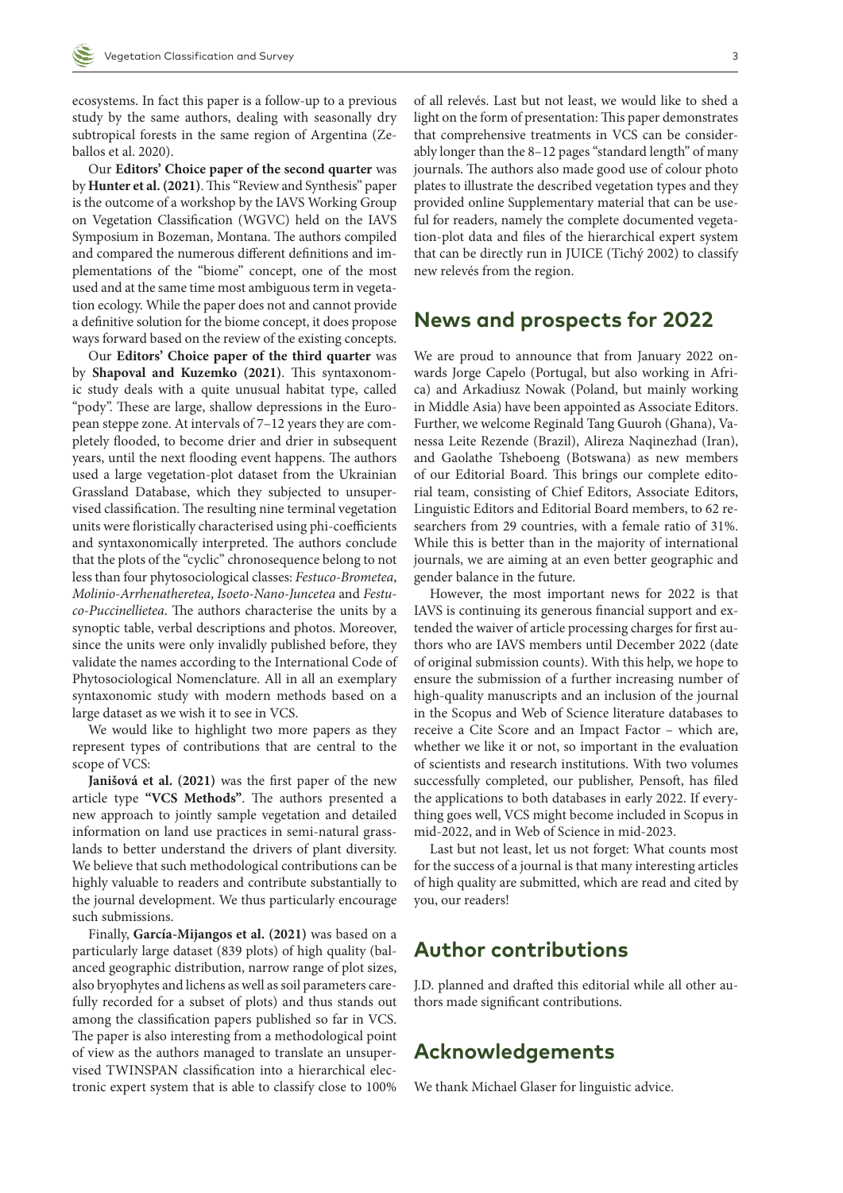ecosystems. In fact this paper is a follow-up to a previous study by the same authors, dealing with seasonally dry subtropical forests in the same region of Argentina (Zeballos et al. 2020).

Our **Editors' Choice paper of the second quarter** was by **Hunter et al. (2021)**. This "Review and Synthesis" paper is the outcome of a workshop by the IAVS Working Group on Vegetation Classification (WGVC) held on the IAVS Symposium in Bozeman, Montana. The authors compiled and compared the numerous different definitions and implementations of the "biome" concept, one of the most used and at the same time most ambiguous term in vegetation ecology. While the paper does not and cannot provide a definitive solution for the biome concept, it does propose ways forward based on the review of the existing concepts.

Our **Editors' Choice paper of the third quarter** was by **Shapoval and Kuzemko (2021)**. This syntaxonomic study deals with a quite unusual habitat type, called "pody". These are large, shallow depressions in the European steppe zone. At intervals of 7–12 years they are completely flooded, to become drier and drier in subsequent years, until the next flooding event happens. The authors used a large vegetation-plot dataset from the Ukrainian Grassland Database, which they subjected to unsupervised classification. The resulting nine terminal vegetation units were floristically characterised using phi-coefficients and syntaxonomically interpreted. The authors conclude that the plots of the "cyclic" chronosequence belong to not less than four phytosociological classes: *Festuco-Brometea*, *Molinio-Arrhenatheretea*, *Isoeto-Nano-Juncetea* and *Festuco-Puccinellietea*. The authors characterise the units by a synoptic table, verbal descriptions and photos. Moreover, since the units were only invalidly published before, they validate the names according to the International Code of Phytosociological Nomenclature. All in all an exemplary syntaxonomic study with modern methods based on a large dataset as we wish it to see in VCS.

We would like to highlight two more papers as they represent types of contributions that are central to the scope of VCS:

**Janišová et al. (2021)** was the first paper of the new article type **"VCS Methods"**. The authors presented a new approach to jointly sample vegetation and detailed information on land use practices in semi-natural grasslands to better understand the drivers of plant diversity. We believe that such methodological contributions can be highly valuable to readers and contribute substantially to the journal development. We thus particularly encourage such submissions.

Finally, **García-Mijangos et al. (2021)** was based on a particularly large dataset (839 plots) of high quality (balanced geographic distribution, narrow range of plot sizes, also bryophytes and lichens as well as soil parameters carefully recorded for a subset of plots) and thus stands out among the classification papers published so far in VCS. The paper is also interesting from a methodological point of view as the authors managed to translate an unsupervised TWINSPAN classification into a hierarchical electronic expert system that is able to classify close to 100% of all relevés. Last but not least, we would like to shed a light on the form of presentation: This paper demonstrates that comprehensive treatments in VCS can be considerably longer than the 8–12 pages "standard length" of many journals. The authors also made good use of colour photo plates to illustrate the described vegetation types and they provided online Supplementary material that can be useful for readers, namely the complete documented vegetation-plot data and files of the hierarchical expert system that can be directly run in JUICE (Tichý 2002) to classify new relevés from the region.

## News and prospects for 2022

We are proud to announce that from January 2022 onwards Jorge Capelo (Portugal, but also working in Africa) and Arkadiusz Nowak (Poland, but mainly working in Middle Asia) have been appointed as Associate Editors. Further, we welcome Reginald Tang Guuroh (Ghana), Vanessa Leite Rezende (Brazil), Alireza Naqinezhad (Iran), and Gaolathe Tsheboeng (Botswana) as new members of our Editorial Board. This brings our complete editorial team, consisting of Chief Editors, Associate Editors, Linguistic Editors and Editorial Board members, to 62 researchers from 29 countries, with a female ratio of 31%. While this is better than in the majority of international journals, we are aiming at an even better geographic and gender balance in the future.

However, the most important news for 2022 is that IAVS is continuing its generous financial support and extended the waiver of article processing charges for first authors who are IAVS members until December 2022 (date of original submission counts). With this help, we hope to ensure the submission of a further increasing number of high-quality manuscripts and an inclusion of the journal in the Scopus and Web of Science literature databases to receive a Cite Score and an Impact Factor – which are, whether we like it or not, so important in the evaluation of scientists and research institutions. With two volumes successfully completed, our publisher, Pensoft, has filed the applications to both databases in early 2022. If everything goes well, VCS might become included in Scopus in mid-2022, and in Web of Science in mid-2023.

Last but not least, let us not forget: What counts most for the success of a journal is that many interesting articles of high quality are submitted, which are read and cited by you, our readers!

## Author contributions

J.D. planned and drafted this editorial while all other authors made significant contributions.

## Acknowledgements

We thank Michael Glaser for linguistic advice.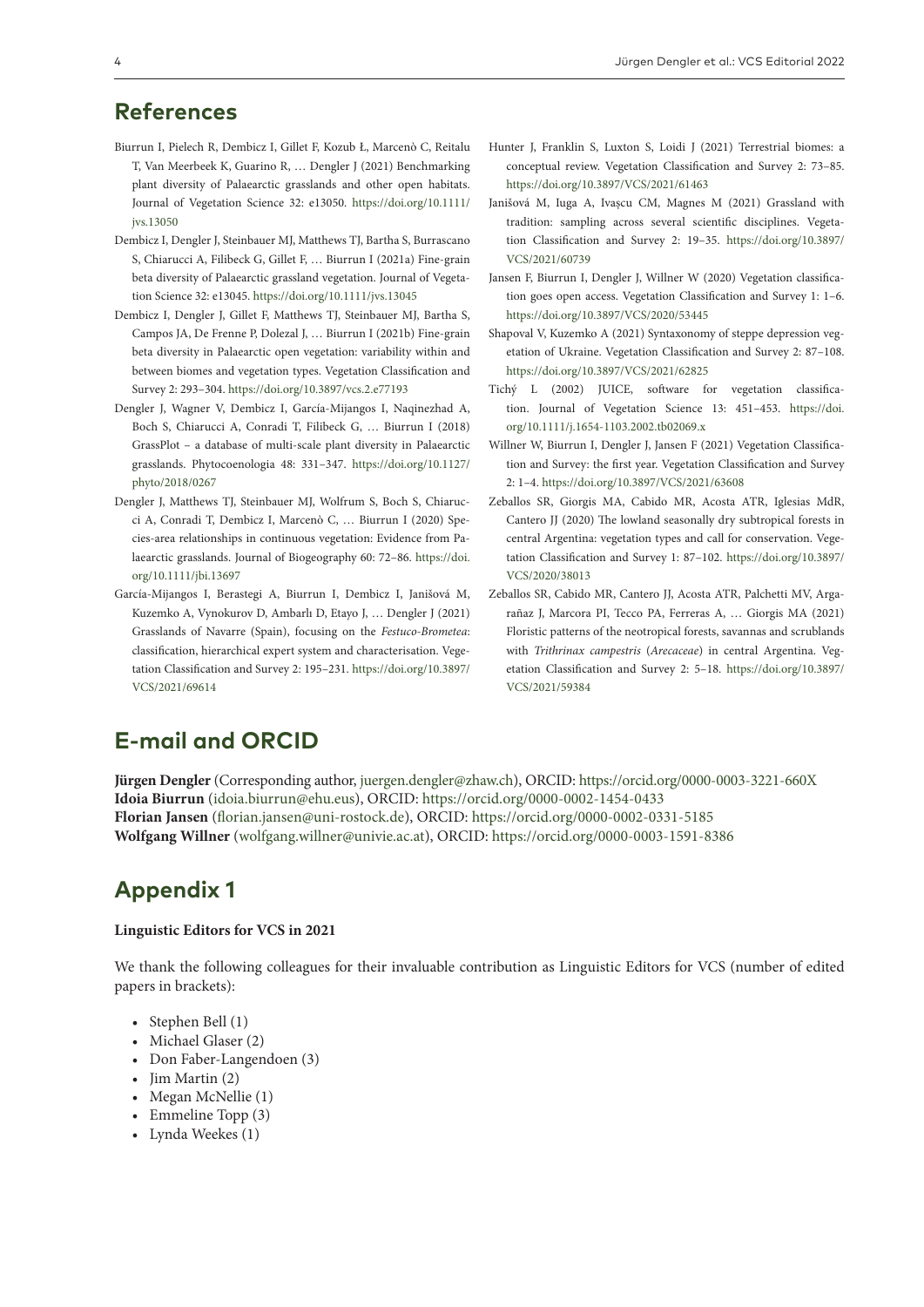## References

Biurrun I, Pielech R, Dembicz I, Gillet F, Kozub Ł, Marcenò C, Reitalu T, Van Meerbeek K, Guarino R, … Dengler J (2021) Benchmarking plant diversity of Palaearctic grasslands and other open habitats. Journal of Vegetation Science 32: e13050. https://doi.org/10.1111/jvs.13050

Dembicz I, Dengler J, Steinbauer MJ, Matthews TJ, Bartha S, Burrascano S, Chiarucci A, Filibeck G, Gillet F, … Biurrun I (2021a) Fine-grain beta diversity of Palaearctic grassland vegetation. Journal of Vegetation Science 32: e13045. https://doi.org/10.1111/jvs.13045

Dembicz I, Dengler J, Gillet F, Matthews TJ, Steinbauer MJ, Bartha S, Campos JA, De Frenne P, Dolezal J, … Biurrun I (2021b) Fine-grain beta diversity in Palaearctic open vegetation: variability within and between biomes and vegetation types. Vegetation Classification and Survey 2: 293–304. https://doi.org/10.3897/vcs.2.e77193

Dengler J, Wagner V, Dembicz I, García-Mijangos I, Naqinezhad A, Boch S, Chiarucci A, Conradi T, Filibeck G, … Biurrun I (2018) GrassPlot – a database of multi-scale plant diversity in Palaearctic grasslands. Phytocoenologia 48: 331–347. https://doi.org/10.1127/phyto/2018/0267

Dengler J, Matthews TJ, Steinbauer MJ, Wolfrum S, Boch S, Chiarucci A, Conradi T, Dembicz I, Marcenò C, … Biurrun I (2020) Species-area relationships in continuous vegetation: Evidence from Palaearctic grasslands. Journal of Biogeography 60: 72–86. https://doi.org/10.1111/jbi.13697

García-Mijangos I, Berastegi A, Biurrun I, Dembicz I, Janišová M, Kuzemko A, Vynokurov D, Ambarlı D, Etayo J, … Dengler J (2021) Grasslands of Navarre (Spain), focusing on the *Festuco-Brometea*: classification, hierarchical expert system and characterisation. Vegetation Classification and Survey 2: 195–231. https://doi.org/10.3897/VCS/2021/69614

Hunter J, Franklin S, Luxton S, Loidi J (2021) Terrestrial biomes: a conceptual review. Vegetation Classification and Survey 2: 73–85. https://doi.org/10.3897/VCS/2021/61463

Janišová M, Iuga A, Ivașcu CM, Magnes M (2021) Grassland with tradition: sampling across several scientific disciplines. Vegetation Classification and Survey 2: 19–35. https://doi.org/10.3897/VCS/2021/60739

Jansen F, Biurrun I, Dengler J, Willner W (2020) Vegetation classification goes open access. Vegetation Classification and Survey 1: 1–6. https://doi.org/10.3897/VCS/2020/53445

Shapoval V, Kuzemko A (2021) Syntaxonomy of steppe depression vegetation of Ukraine. Vegetation Classification and Survey 2: 87–108. https://doi.org/10.3897/VCS/2021/62825

Tichý L (2002) JUICE, software for vegetation classification. Journal of Vegetation Science 13: 451–453. https://doi.org/10.1111/j.1654-1103.2002.tb02069.x

Willner W, Biurrun I, Dengler J, Jansen F (2021) Vegetation Classification and Survey: the first year. Vegetation Classification and Survey 2: 1–4. https://doi.org/10.3897/VCS/2021/63608

Zeballos SR, Giorgis MA, Cabido MR, Acosta ATR, Iglesias MdR, Cantero JJ (2020) The lowland seasonally dry subtropical forests in central Argentina: vegetation types and call for conservation. Vegetation Classification and Survey 1: 87–102. https://doi.org/10.3897/VCS/2020/38013

Zeballos SR, Cabido MR, Cantero JJ, Acosta ATR, Palchetti MV, Argarañaz J, Marcora PI, Tecco PA, Ferreras A, … Giorgis MA (2021) Floristic patterns of the neotropical forests, savannas and scrublands with *Trithrinax campestris* (*Arecaceae*) in central Argentina. Vegetation Classification and Survey 2: 5–18. https://doi.org/10.3897/VCS/2021/59384

## E-mail and ORCID

**Jürgen Dengler** (Corresponding author, juergen.dengler@zhaw.ch), ORCID: https://orcid.org/0000-0003-3221-660X
**Idoia Biurrun** (idoia.biurrun@ehu.eus), ORCID: https://orcid.org/0000-0002-1454-0433
**Florian Jansen** (florian.jansen@uni-rostock.de), ORCID: https://orcid.org/0000-0002-0331-5185
**Wolfgang Willner** (wolfgang.willner@univie.ac.at), ORCID: https://orcid.org/0000-0003-1591-8386

## Appendix 1

**Linguistic Editors for VCS in 2021**

We thank the following colleagues for their invaluable contribution as Linguistic Editors for VCS (number of edited papers in brackets):

- Stephen Bell (1)
- Michael Glaser (2)
- Don Faber-Langendoen (3)
- Jim Martin (2)
- Megan McNellie (1)
- Emmeline Topp (3)
- Lynda Weekes (1)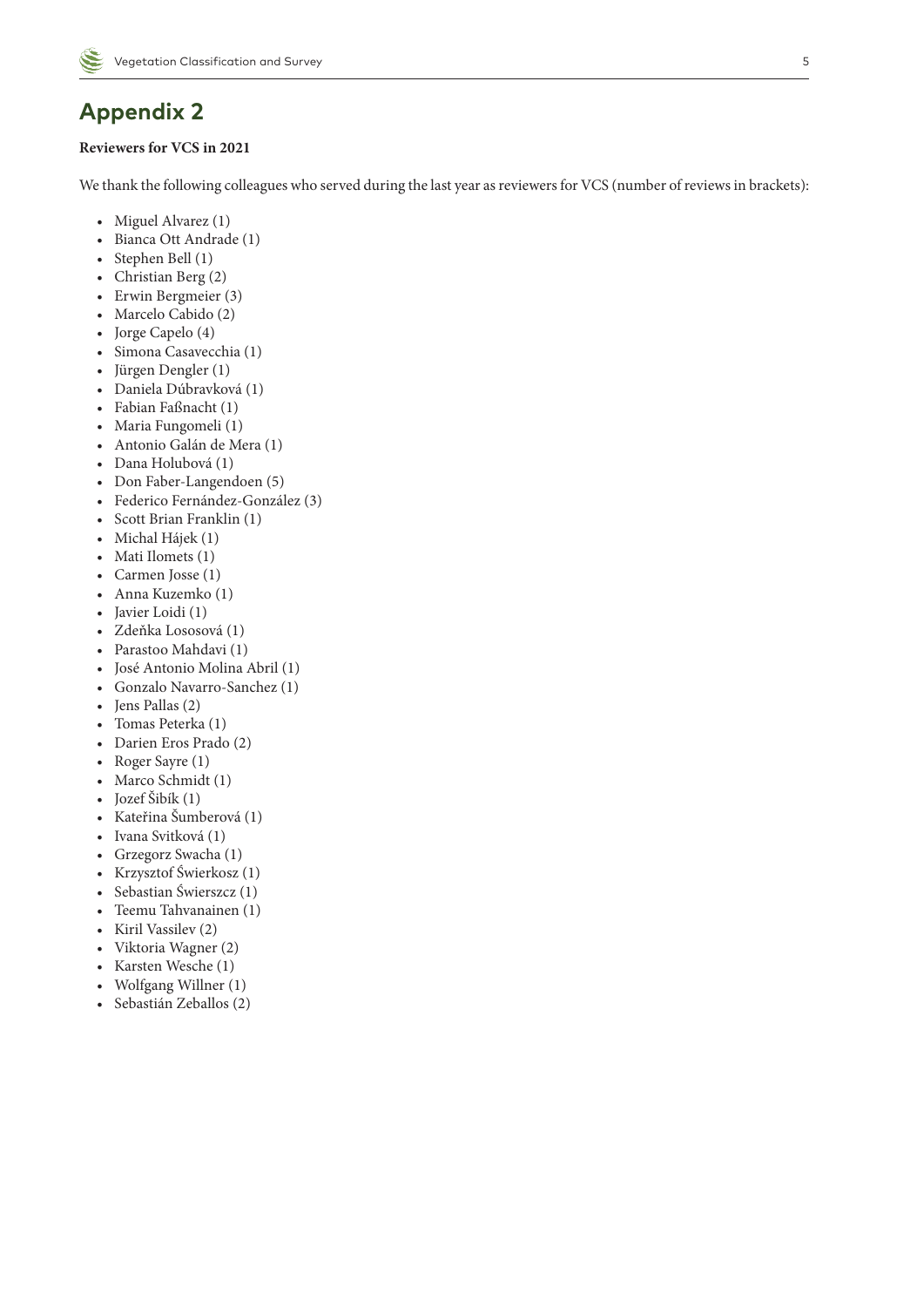## Appendix 2

**Reviewers for VCS in 2021**

We thank the following colleagues who served during the last year as reviewers for VCS (number of reviews in brackets):

- Miguel Alvarez (1)
- Bianca Ott Andrade (1)
- Stephen Bell (1)
- Christian Berg (2)
- Erwin Bergmeier (3)
- Marcelo Cabido (2)
- Jorge Capelo (4)
- Simona Casavecchia (1)
- Jürgen Dengler (1)
- Daniela Dúbravková (1)
- Fabian Faßnacht (1)
- Maria Fungomeli (1)
- Antonio Galán de Mera (1)
- Dana Holubová (1)
- Don Faber-Langendoen (5)
- Federico Fernández-González (3)
- Scott Brian Franklin (1)
- Michal Hájek (1)
- Mati Ilomets (1)
- Carmen Josse (1)
- Anna Kuzemko (1)
- Javier Loidi (1)
- Zdeňka Lososová (1)
- Parastoo Mahdavi (1)
- José Antonio Molina Abril (1)
- Gonzalo Navarro-Sanchez (1)
- Jens Pallas (2)
- Tomas Peterka (1)
- Darien Eros Prado (2)
- Roger Sayre (1)
- Marco Schmidt (1)
- Jozef Šibík (1)
- Kateřina Šumberová (1)
- Ivana Svitková (1)
- Grzegorz Swacha (1)
- Krzysztof Świerkosz (1)
- Sebastian Świerszcz (1)
- Teemu Tahvanainen (1)
- Kiril Vassilev (2)
- Viktoria Wagner (2)
- Karsten Wesche (1)
- Wolfgang Willner (1)
- Sebastián Zeballos (2)